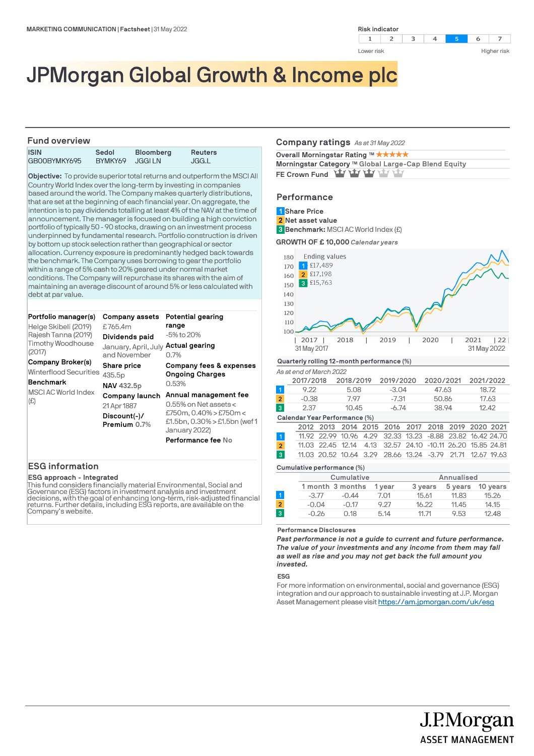MARKETING COMMUNICATION | Factsheet | 31 May 2022

Risk indicator

| 1 | 2 | 3 | 4 | **5** | 6 | 7 |
|---|---|---|---|---|---|---|

Lower risk — Higher risk

# JPMorgan Global Growth & Income plc

## Fund overview

| ISIN | Sedol | Bloomberg | Reuters |
|---|---|---|---|
| GB00BYMKY695 | BYMKY69 | JGGI LN | JGG.L |

**Objective:** To provide superior total returns and outperform the MSCI All Country World Index over the long-term by investing in companies based around the world. The Company makes quarterly distributions, that are set at the beginning of each financial year. On aggregate, the intention is to pay dividends totalling at least 4% of the NAV at the time of announcement. The manager is focused on building a high conviction portfolio of typically 50 - 90 stocks, drawing on an investment process underpinned by fundamental research. Portfolio construction is driven by bottom up stock selection rather than geographical or sector allocation. Currency exposure is predominantly hedged back towards the benchmark. The Company uses borrowing to gear the portfolio within a range of 5% cash to 20% geared under normal market conditions. The Company will repurchase its shares with the aim of maintaining an average discount of around 5% or less calculated with debt at par value.

**Portfolio manager(s)**
Helge Skibeli (2019)
Rajesh Tanna (2019)
Timothy Woodhouse (2017)

**Company Broker(s)**
Winterflood Securities

**Benchmark**
MSCI AC World Index (£)

**Company assets**
£765.4m

**Dividends paid**
January, April, July and November

**Share price**
435.5p

**NAV** 432.5p

**Company launch**
21 Apr 1887

**Discount(-)/ Premium** 0.7%

**Potential gearing range**
-5% to 20%

**Actual gearing**
0.7%

**Company fees & expenses**
**Ongoing Charges**
0.53%

**Annual management fee**
0.55% on Net assets < £750m, 0.40% > £750m < £1.5bn, 0.30% > £1.5bn (wef 1 January 2022)

**Performance fee** No

## ESG information

**ESG approach - Integrated**
This fund considers financially material Environmental, Social and Governance (ESG) factors in investment analysis and investment decisions, with the goal of enhancing long-term, risk-adjusted financial returns. Further details, including ESG reports, are available on the Company's website.

## Company ratings *As at 31 May 2022*

**Overall Morningstar Rating ™** ★★★★★
**Morningstar Category ™** Global Large-Cap Blend Equity
**FE Crown Fund** (3 of 5 crowns)

## Performance

1 Share Price
2 Net asset value
3 **Benchmark:** MSCI AC World Index (£)

**GROWTH OF £ 10,000** *Calendar years*

Ending values
1 £17,489
2 £17,198
3 £15,763

31 May 2017 – 31 May 2022

**Quarterly rolling 12-month performance (%)**

*As at end of March 2022*

| | 2017/2018 | 2018/2019 | 2019/2020 | 2020/2021 | 2021/2022 |
|---|---|---|---|---|---|
| 1 | 9.22 | 5.08 | -3.04 | 47.63 | 18.72 |
| 2 | -0.38 | 7.97 | -7.31 | 50.86 | 17.63 |
| 3 | 2.37 | 10.45 | -6.74 | 38.94 | 12.42 |

**Calendar Year Performance (%)**

| | 2012 | 2013 | 2014 | 2015 | 2016 | 2017 | 2018 | 2019 | 2020 | 2021 |
|---|---|---|---|---|---|---|---|---|---|---|
| 1 | 11.92 | 22.99 | 10.96 | 4.29 | 32.33 | 13.23 | -8.88 | 23.82 | 16.42 | 24.70 |
| 2 | 11.03 | 22.45 | 12.14 | 4.13 | 32.57 | 24.10 | -10.11 | 26.20 | 15.85 | 24.81 |
| 3 | 11.03 | 20.52 | 10.64 | 3.29 | 28.66 | 13.24 | -3.79 | 21.71 | 12.67 | 19.63 |

**Cumulative performance (%)**

| | Cumulative | | | Annualised | | |
|---|---|---|---|---|---|---|
| | 1 month | 3 months | 1 year | 3 years | 5 years | 10 years |
| 1 | -3.77 | -0.44 | 7.01 | 15.61 | 11.83 | 15.26 |
| 2 | -0.04 | -0.17 | 9.27 | 16.22 | 11.45 | 14.15 |
| 3 | -0.26 | 0.18 | 5.14 | 11.71 | 9.53 | 12.48 |

**Performance Disclosures**

***Past performance is not a guide to current and future performance. The value of your investments and any income from them may fall as well as rise and you may not get back the full amount you invested.***

**ESG**

For more information on environmental, social and governance (ESG) integration and our approach to sustainable investing at J.P. Morgan Asset Management please visit https://am.jpmorgan.com/uk/esg

J.P.Morgan ASSET MANAGEMENT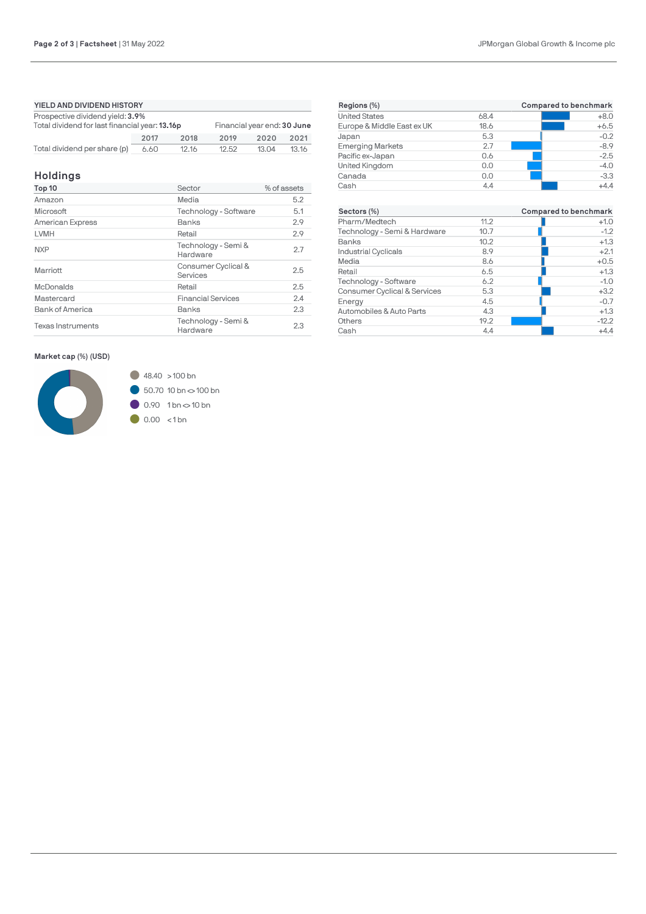## YIELD AND DIVIDEND HISTORY

Prospective dividend yield: **3.9%**

Total dividend for last financial year: **13.16p**

Financial year end: **30 June**

| | 2017 | 2018 | 2019 | 2020 | 2021 |
|---|---|---|---|---|---|
| Total dividend per share (p) | 6.60 | 12.16 | 12.52 | 13.04 | 13.16 |

## Holdings

| Top 10 | Sector | % of assets |
|---|---|---|
| Amazon | Media | 5.2 |
| Microsoft | Technology - Software | 5.1 |
| American Express | Banks | 2.9 |
| LVMH | Retail | 2.9 |
| NXP | Technology - Semi & Hardware | 2.7 |
| Marriott | Consumer Cyclical & Services | 2.5 |
| McDonalds | Retail | 2.5 |
| Mastercard | Financial Services | 2.4 |
| Bank of America | Banks | 2.3 |
| Texas Instruments | Technology - Semi & Hardware | 2.3 |

### Market cap (%) (USD)

| % | Market cap |
|---|---|
| 48.40 | > 100 bn |
| 50.70 | 10 bn <> 100 bn |
| 0.90 | 1 bn <> 10 bn |
| 0.00 | < 1 bn |

| Regions (%) | | Compared to benchmark |
|---|---|---|
| United States | 68.4 | +8.0 |
| Europe & Middle East ex UK | 18.6 | +6.5 |
| Japan | 5.3 | -0.2 |
| Emerging Markets | 2.7 | -8.9 |
| Pacific ex-Japan | 0.6 | -2.5 |
| United Kingdom | 0.0 | -4.0 |
| Canada | 0.0 | -3.3 |
| Cash | 4.4 | +4.4 |

| Sectors (%) | | Compared to benchmark |
|---|---|---|
| Pharm/Medtech | 11.2 | +1.0 |
| Technology - Semi & Hardware | 10.7 | -1.2 |
| Banks | 10.2 | +1.3 |
| Industrial Cyclicals | 8.9 | +2.1 |
| Media | 8.6 | +0.5 |
| Retail | 6.5 | +1.3 |
| Technology - Software | 6.2 | -1.0 |
| Consumer Cyclical & Services | 5.3 | +3.2 |
| Energy | 4.5 | -0.7 |
| Automobiles & Auto Parts | 4.3 | +1.3 |
| Others | 19.2 | -12.2 |
| Cash | 4.4 | +4.4 |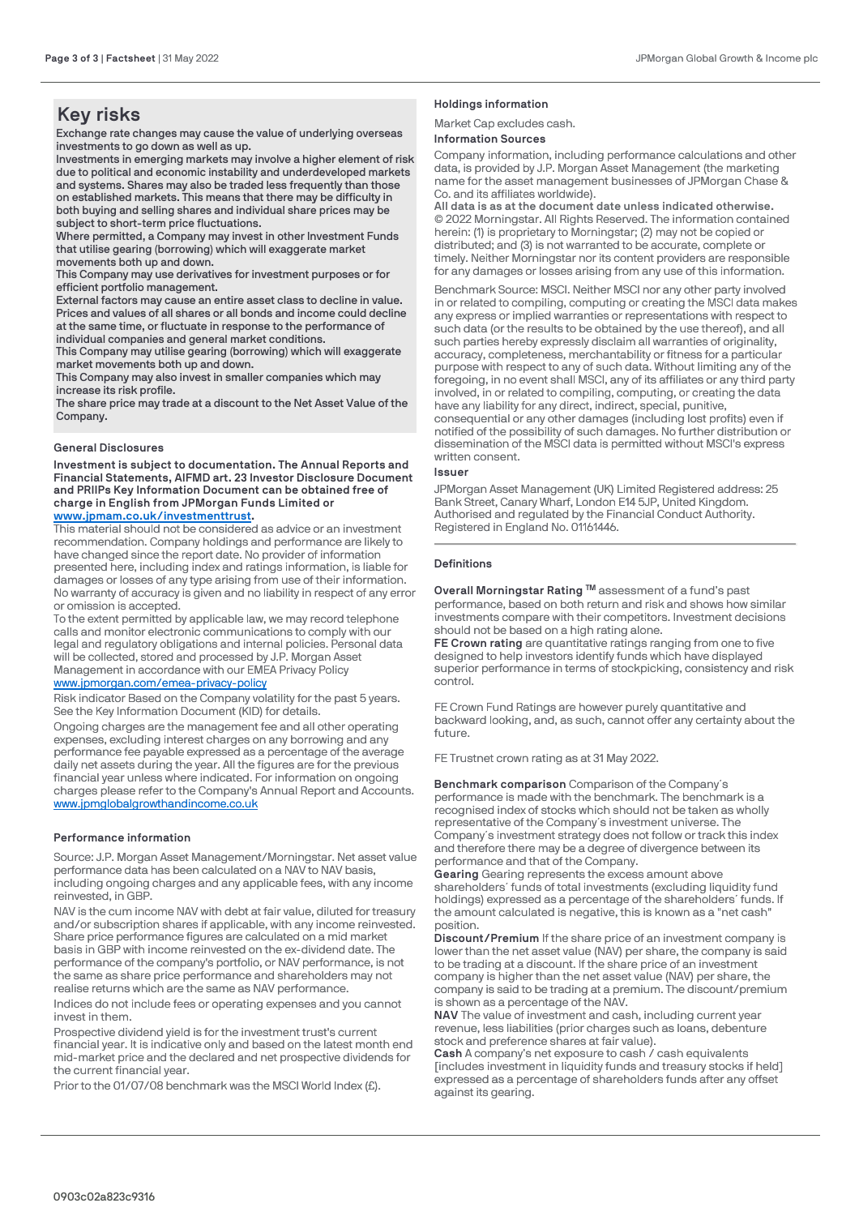## Key risks

Exchange rate changes may cause the value of underlying overseas investments to go down as well as up.
Investments in emerging markets may involve a higher element of risk due to political and economic instability and underdeveloped markets and systems. Shares may also be traded less frequently than those on established markets. This means that there may be difficulty in both buying and selling shares and individual share prices may be subject to short-term price fluctuations.
Where permitted, a Company may invest in other Investment Funds that utilise gearing (borrowing) which will exaggerate market movements both up and down.
This Company may use derivatives for investment purposes or for efficient portfolio management.
External factors may cause an entire asset class to decline in value. Prices and values of all shares or all bonds and income could decline at the same time, or fluctuate in response to the performance of individual companies and general market conditions.
This Company may utilise gearing (borrowing) which will exaggerate market movements both up and down.
This Company may also invest in smaller companies which may increase its risk profile.
The share price may trade at a discount to the Net Asset Value of the Company.

### General Disclosures

**Investment is subject to documentation. The Annual Reports and Financial Statements, AIFMD art. 23 Investor Disclosure Document and PRIIPs Key Information Document can be obtained free of charge in English from JPMorgan Funds Limited or www.jpmam.co.uk/investmenttrust.**

This material should not be considered as advice or an investment recommendation. Company holdings and performance are likely to have changed since the report date. No provider of information presented here, including index and ratings information, is liable for damages or losses of any type arising from use of their information. No warranty of accuracy is given and no liability in respect of any error or omission is accepted.

To the extent permitted by applicable law, we may record telephone calls and monitor electronic communications to comply with our legal and regulatory obligations and internal policies. Personal data will be collected, stored and processed by J.P. Morgan Asset Management in accordance with our EMEA Privacy Policy www.jpmorgan.com/emea-privacy-policy

Risk indicator Based on the Company volatility for the past 5 years. See the Key Information Document (KID) for details.

Ongoing charges are the management fee and all other operating expenses, excluding interest charges on any borrowing and any performance fee payable expressed as a percentage of the average daily net assets during the year. All the figures are for the previous financial year unless where indicated. For information on ongoing charges please refer to the Company's Annual Report and Accounts. www.jpmglobalgrowthandincome.co.uk

### Performance information

Source: J.P. Morgan Asset Management/Morningstar. Net asset value performance data has been calculated on a NAV to NAV basis, including ongoing charges and any applicable fees, with any income reinvested, in GBP.

NAV is the cum income NAV with debt at fair value, diluted for treasury and/or subscription shares if applicable, with any income reinvested. Share price performance figures are calculated on a mid market basis in GBP with income reinvested on the ex-dividend date. The performance of the company's portfolio, or NAV performance, is not the same as share price performance and shareholders may not realise returns which are the same as NAV performance.

Indices do not include fees or operating expenses and you cannot invest in them.

Prospective dividend yield is for the investment trust's current financial year. It is indicative only and based on the latest month end mid-market price and the declared and net prospective dividends for the current financial year.

Prior to the 01/07/08 benchmark was the MSCI World Index (£).

### Holdings information

Market Cap excludes cash.

### Information Sources

Company information, including performance calculations and other data, is provided by J.P. Morgan Asset Management (the marketing name for the asset management businesses of JPMorgan Chase & Co. and its affiliates worldwide).

**All data is as at the document date unless indicated otherwise.**

© 2022 Morningstar. All Rights Reserved. The information contained herein: (1) is proprietary to Morningstar; (2) may not be copied or distributed; and (3) is not warranted to be accurate, complete or timely. Neither Morningstar nor its content providers are responsible for any damages or losses arising from any use of this information.

Benchmark Source: MSCI. Neither MSCI nor any other party involved in or related to compiling, computing or creating the MSCI data makes any express or implied warranties or representations with respect to such data (or the results to be obtained by the use thereof), and all such parties hereby expressly disclaim all warranties of originality, accuracy, completeness, merchantability or fitness for a particular purpose with respect to any of such data. Without limiting any of the foregoing, in no event shall MSCI, any of its affiliates or any third party involved, in or related to compiling, computing, or creating the data have any liability for any direct, indirect, special, punitive, consequential or any other damages (including lost profits) even if notified of the possibility of such damages. No further distribution or dissemination of the MSCI data is permitted without MSCI's express written consent.

### Issuer

JPMorgan Asset Management (UK) Limited Registered address: 25 Bank Street, Canary Wharf, London E14 5JP, United Kingdom. Authorised and regulated by the Financial Conduct Authority. Registered in England No. 01161446.

### Definitions

**Overall Morningstar Rating ™** assessment of a fund's past performance, based on both return and risk and shows how similar investments compare with their competitors. Investment decisions should not be based on a high rating alone.

**FE Crown rating** are quantitative ratings ranging from one to five designed to help investors identify funds which have displayed superior performance in terms of stockpicking, consistency and risk control.

FE Crown Fund Ratings are however purely quantitative and backward looking, and, as such, cannot offer any certainty about the future.

FE Trustnet crown rating as at 31 May 2022.

**Benchmark comparison** Comparison of the Company´s performance is made with the benchmark. The benchmark is a recognised index of stocks which should not be taken as wholly representative of the Company´s investment universe. The Company´s investment strategy does not follow or track this index and therefore there may be a degree of divergence between its performance and that of the Company.

**Gearing** Gearing represents the excess amount above shareholders´ funds of total investments (excluding liquidity fund holdings) expressed as a percentage of the shareholders´ funds. If the amount calculated is negative, this is known as a "net cash" position.

**Discount/Premium** If the share price of an investment company is lower than the net asset value (NAV) per share, the company is said to be trading at a discount. If the share price of an investment company is higher than the net asset value (NAV) per share, the company is said to be trading at a premium. The discount/premium is shown as a percentage of the NAV.

**NAV** The value of investment and cash, including current year revenue, less liabilities (prior charges such as loans, debenture stock and preference shares at fair value).

**Cash** A company's net exposure to cash / cash equivalents [includes investment in liquidity funds and treasury stocks if held] expressed as a percentage of shareholders funds after any offset against its gearing.

0903c02a823c9316